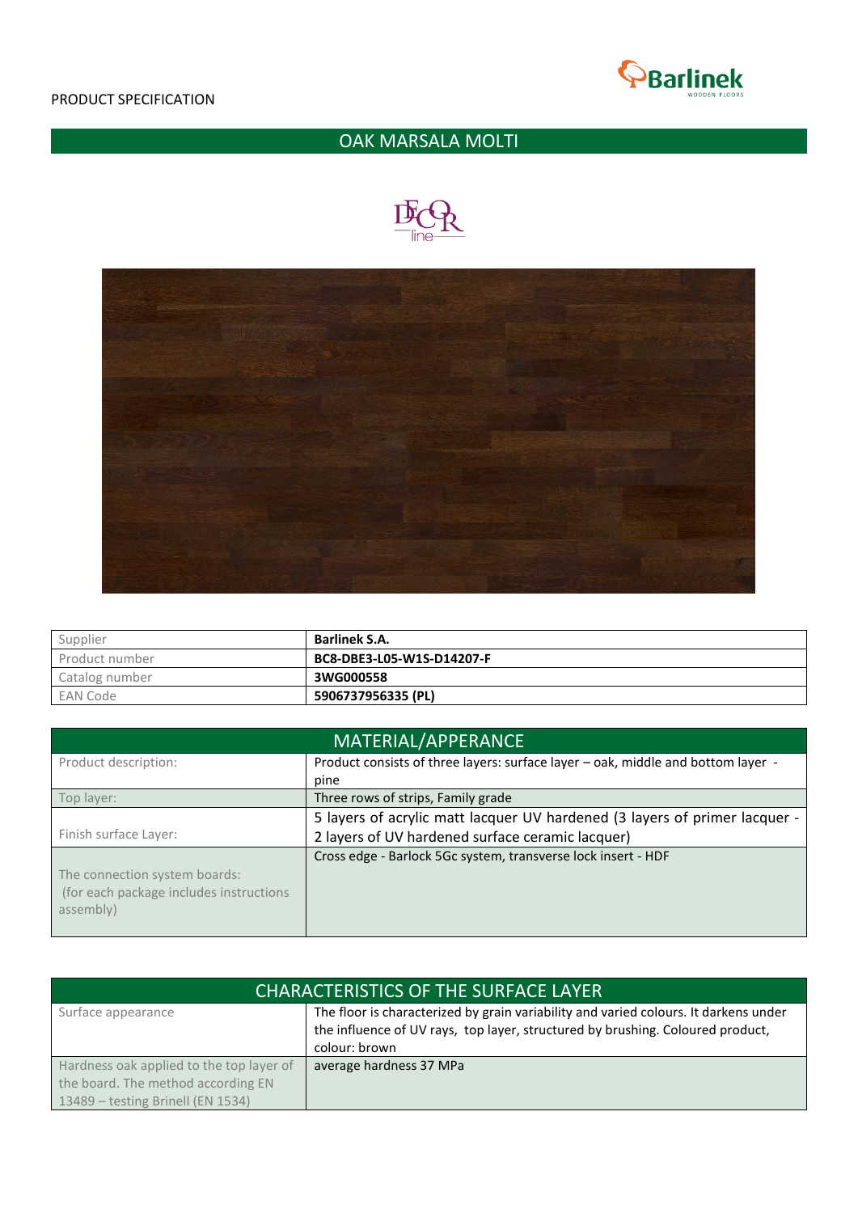PRODUCT SPECIFICATION

# OAK MARSALA MOLTI

| Supplier | **Barlinek S.A.** |
|---|---|
| Product number | **BC8-DBE3-L05-W1S-D14207-F** |
| Catalog number | **3WG000558** |
| EAN Code | **5906737956335 (PL)** |

| MATERIAL/APPERANCE | |
|---|---|
| Product description: | Product consists of three layers: surface layer – oak, middle and bottom layer - pine |
| Top layer: | Three rows of strips, Family grade |
| Finish surface Layer: | 5 layers of acrylic matt lacquer UV hardened (3 layers of primer lacquer - 2 layers of UV hardened surface ceramic lacquer) |
| The connection system boards: (for each package includes instructions assembly) | Cross edge - Barlock 5Gc system, transverse lock insert - HDF |

| CHARACTERISTICS OF THE SURFACE LAYER | |
|---|---|
| Surface appearance | The floor is characterized by grain variability and varied colours. It darkens under the influence of UV rays, top layer, structured by brushing. Coloured product, colour: brown |
| Hardness oak applied to the top layer of the board. The method according EN 13489 – testing Brinell (EN 1534) | average hardness 37 MPa |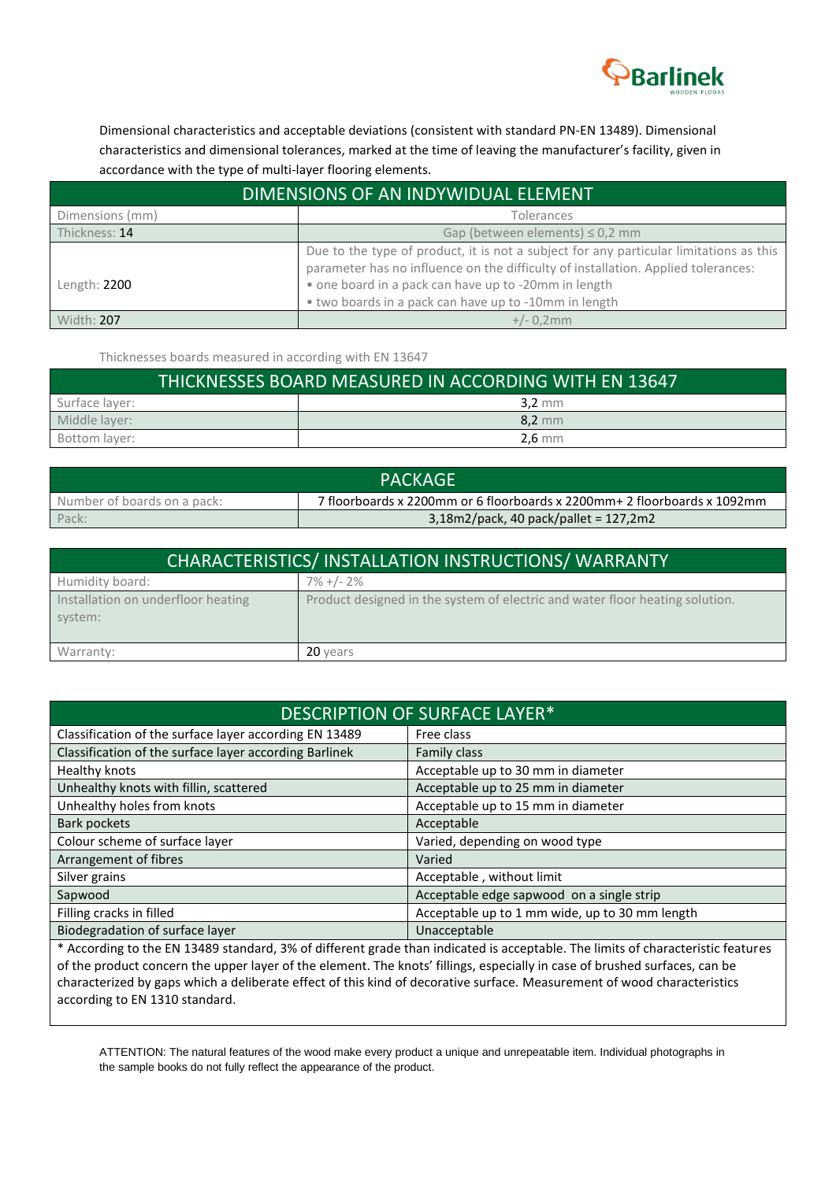Dimensional characteristics and acceptable deviations (consistent with standard PN-EN 13489). Dimensional characteristics and dimensional tolerances, marked at the time of leaving the manufacturer's facility, given in accordance with the type of multi-layer flooring elements.

| DIMENSIONS OF AN INDYWIDUAL ELEMENT | |
|---|---|
| Dimensions (mm) | Tolerances |
| Thickness: **14** | Gap (between elements) ≤ 0,2 mm |
| Length: **2200** | Due to the type of product, it is not a subject for any particular limitations as this parameter has no influence on the difficulty of installation. Applied tolerances:<br>• one board in a pack can have up to -20mm in length<br>• two boards in a pack can have up to -10mm in length |
| Width: **207** | +/- 0,2mm |

Thicknesses boards measured in according with EN 13647

| THICKNESSES BOARD MEASURED IN ACCORDING WITH EN 13647 | |
|---|---|
| Surface layer: | **3,2** mm |
| Middle layer: | **8,2** mm |
| Bottom layer: | **2,6** mm |

| PACKAGE | |
|---|---|
| Number of boards on a pack: | 7 floorboards x 2200mm or 6 floorboards x 2200mm+ 2 floorboards x 1092mm |
| Pack: | 3,18m2/pack, 40 pack/pallet = 127,2m2 |

| CHARACTERISTICS/ INSTALLATION INSTRUCTIONS/ WARRANTY | |
|---|---|
| Humidity board: | 7% +/- 2% |
| Installation on underfloor heating system: | Product designed in the system of electric and water floor heating solution. |
| Warranty: | **20** years |

| DESCRIPTION OF SURFACE LAYER* | |
|---|---|
| Classification of the surface layer according EN 13489 | Free class |
| Classification of the surface layer according Barlinek | Family class |
| Healthy knots | Acceptable up to 30 mm in diameter |
| Unhealthy knots with fillin, scattered | Acceptable up to 25 mm in diameter |
| Unhealthy holes from knots | Acceptable up to 15 mm in diameter |
| Bark pockets | Acceptable |
| Colour scheme of surface layer | Varied, depending on wood type |
| Arrangement of fibres | Varied |
| Silver grains | Acceptable , without limit |
| Sapwood | Acceptable edge sapwood on a single strip |
| Filling cracks in filled | Acceptable up to 1 mm wide, up to 30 mm length |
| Biodegradation of surface layer | Unacceptable |

* According to the EN 13489 standard, 3% of different grade than indicated is acceptable. The limits of characteristic features of the product concern the upper layer of the element. The knots' fillings, especially in case of brushed surfaces, can be characterized by gaps which a deliberate effect of this kind of decorative surface. Measurement of wood characteristics according to EN 1310 standard.

ATTENTION: The natural features of the wood make every product a unique and unrepeatable item. Individual photographs in the sample books do not fully reflect the appearance of the product.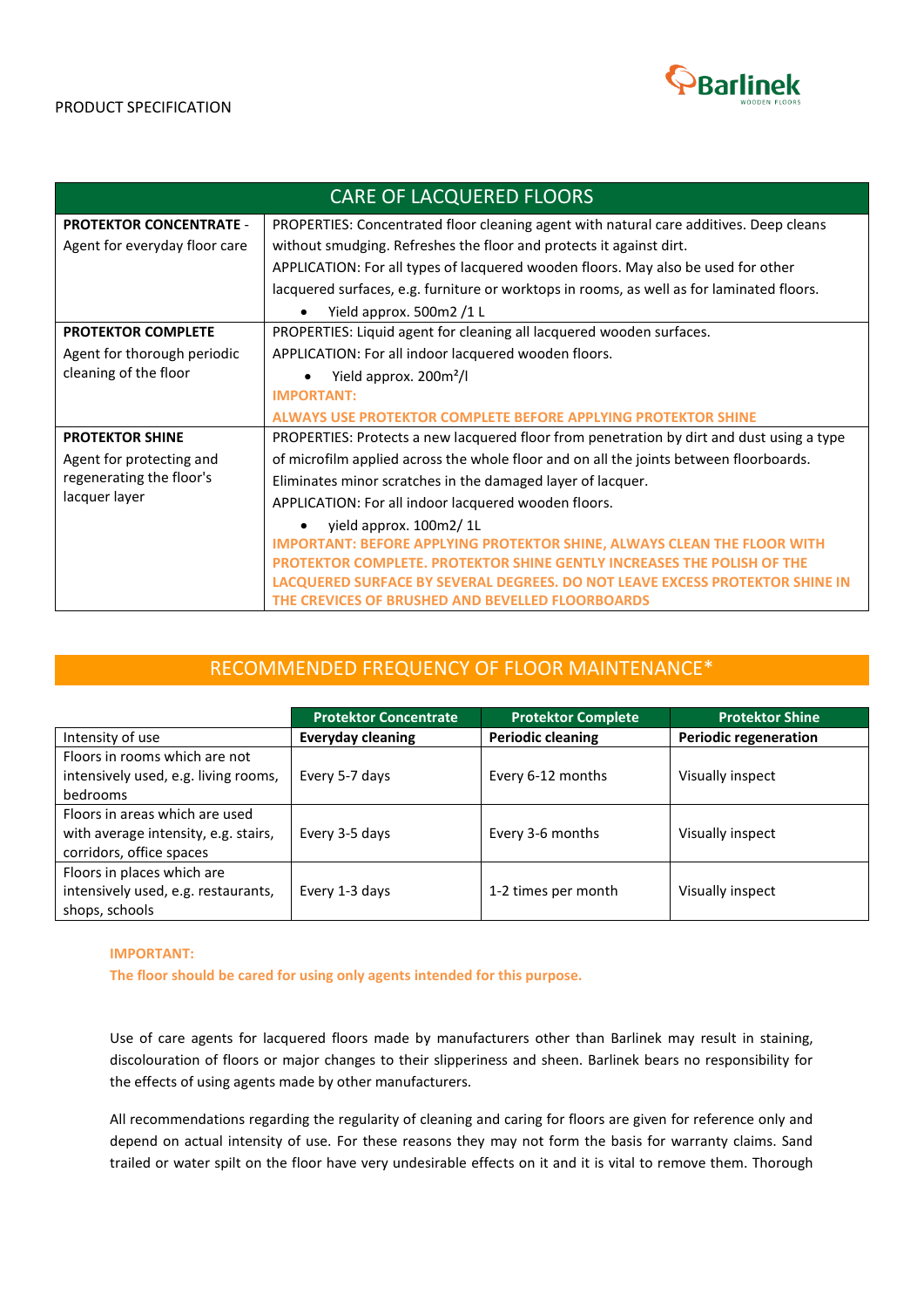PRODUCT SPECIFICATION

## CARE OF LACQUERED FLOORS

| | |
|---|---|
| **PROTEKTOR CONCENTRATE** - Agent for everyday floor care | PROPERTIES: Concentrated floor cleaning agent with natural care additives. Deep cleans without smudging. Refreshes the floor and protects it against dirt.<br>APPLICATION: For all types of lacquered wooden floors. May also be used for other lacquered surfaces, e.g. furniture or worktops in rooms, as well as for laminated floors.<br>• Yield approx. 500m2 /1 L |
| **PROTEKTOR COMPLETE**<br>Agent for thorough periodic cleaning of the floor | PROPERTIES: Liquid agent for cleaning all lacquered wooden surfaces.<br>APPLICATION: For all indoor lacquered wooden floors.<br>• Yield approx. 200m²/l<br>**IMPORTANT:**<br>**ALWAYS USE PROTEKTOR COMPLETE BEFORE APPLYING PROTEKTOR SHINE** |
| **PROTEKTOR SHINE**<br>Agent for protecting and regenerating the floor's lacquer layer | PROPERTIES: Protects a new lacquered floor from penetration by dirt and dust using a type of microfilm applied across the whole floor and on all the joints between floorboards. Eliminates minor scratches in the damaged layer of lacquer.<br>APPLICATION: For all indoor lacquered wooden floors.<br>• yield approx. 100m2/ 1L<br>**IMPORTANT: BEFORE APPLYING PROTEKTOR SHINE, ALWAYS CLEAN THE FLOOR WITH PROTEKTOR COMPLETE. PROTEKTOR SHINE GENTLY INCREASES THE POLISH OF THE LACQUERED SURFACE BY SEVERAL DEGREES. DO NOT LEAVE EXCESS PROTEKTOR SHINE IN THE CREVICES OF BRUSHED AND BEVELLED FLOORBOARDS** |

## RECOMMENDED FREQUENCY OF FLOOR MAINTENANCE*

| | Protektor Concentrate | Protektor Complete | Protektor Shine |
|---|---|---|---|
| Intensity of use | **Everyday cleaning** | **Periodic cleaning** | **Periodic regeneration** |
| Floors in rooms which are not intensively used, e.g. living rooms, bedrooms | Every 5-7 days | Every 6-12 months | Visually inspect |
| Floors in areas which are used with average intensity, e.g. stairs, corridors, office spaces | Every 3-5 days | Every 3-6 months | Visually inspect |
| Floors in places which are intensively used, e.g. restaurants, shops, schools | Every 1-3 days | 1-2 times per month | Visually inspect |

**IMPORTANT:**
**The floor should be cared for using only agents intended for this purpose.**

Use of care agents for lacquered floors made by manufacturers other than Barlinek may result in staining, discolouration of floors or major changes to their slipperiness and sheen. Barlinek bears no responsibility for the effects of using agents made by other manufacturers.

All recommendations regarding the regularity of cleaning and caring for floors are given for reference only and depend on actual intensity of use. For these reasons they may not form the basis for warranty claims. Sand trailed or water spilt on the floor have very undesirable effects on it and it is vital to remove them. Thorough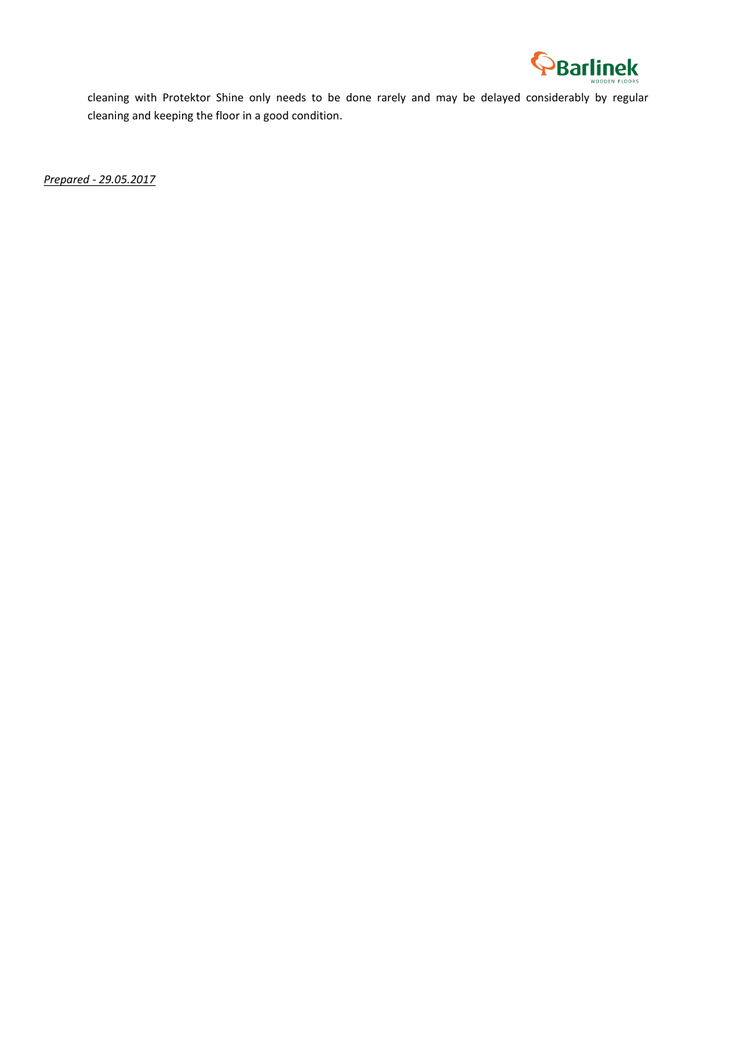cleaning with Protektor Shine only needs to be done rarely and may be delayed considerably by regular cleaning and keeping the floor in a good condition.

*Prepared - 29.05.2017*